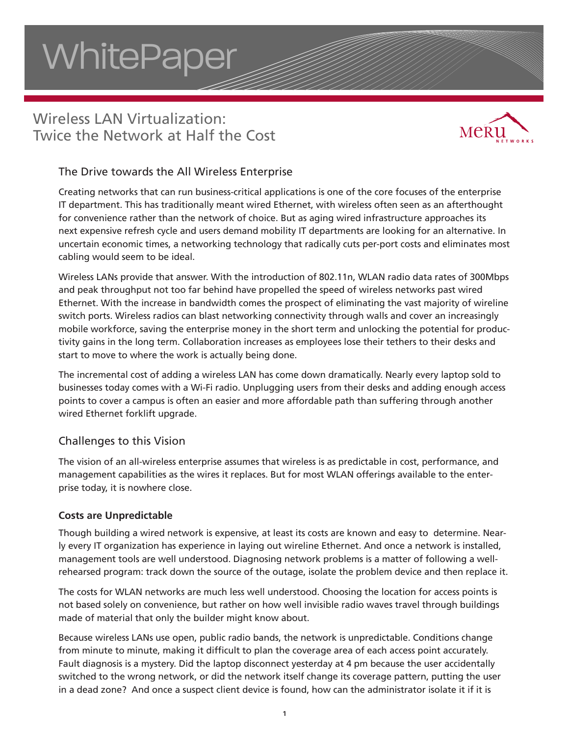# WhitePaper

## Wireless LAN Virtualization: Twice the Network at Half the Cost

MERU NETWORKS

### The Drive towards the All Wireless Enterprise

Creating networks that can run business-critical applications is one of the core focuses of the enterprise IT department. This has traditionally meant wired Ethernet, with wireless often seen as an afterthought for convenience rather than the network of choice. But as aging wired infrastructure approaches its next expensive refresh cycle and users demand mobility IT departments are looking for an alternative. In uncertain economic times, a networking technology that radically cuts per-port costs and eliminates most cabling would seem to be ideal.

Wireless LANs provide that answer. With the introduction of 802.11n, WLAN radio data rates of 300Mbps and peak throughput not too far behind have propelled the speed of wireless networks past wired Ethernet. With the increase in bandwidth comes the prospect of eliminating the vast majority of wireline switch ports. Wireless radios can blast networking connectivity through walls and cover an increasingly mobile workforce, saving the enterprise money in the short term and unlocking the potential for productivity gains in the long term. Collaboration increases as employees lose their tethers to their desks and start to move to where the work is actually being done.

The incremental cost of adding a wireless LAN has come down dramatically. Nearly every laptop sold to businesses today comes with a Wi-Fi radio. Unplugging users from their desks and adding enough access points to cover a campus is often an easier and more affordable path than suffering through another wired Ethernet forklift upgrade.

### Challenges to this Vision

The vision of an all-wireless enterprise assumes that wireless is as predictable in cost, performance, and management capabilities as the wires it replaces. But for most WLAN offerings available to the enterprise today, it is nowhere close.

**Costs are Unpredictable**

Though building a wired network is expensive, at least its costs are known and easy to determine. Nearly every IT organization has experience in laying out wireline Ethernet. And once a network is installed, management tools are well understood. Diagnosing network problems is a matter of following a well-rehearsed program: track down the source of the outage, isolate the problem device and then replace it.

The costs for WLAN networks are much less well understood. Choosing the location for access points is not based solely on convenience, but rather on how well invisible radio waves travel through buildings made of material that only the builder might know about.

Because wireless LANs use open, public radio bands, the network is unpredictable. Conditions change from minute to minute, making it difficult to plan the coverage area of each access point accurately. Fault diagnosis is a mystery. Did the laptop disconnect yesterday at 4 pm because the user accidentally switched to the wrong network, or did the network itself change its coverage pattern, putting the user in a dead zone? And once a suspect client device is found, how can the administrator isolate it if it is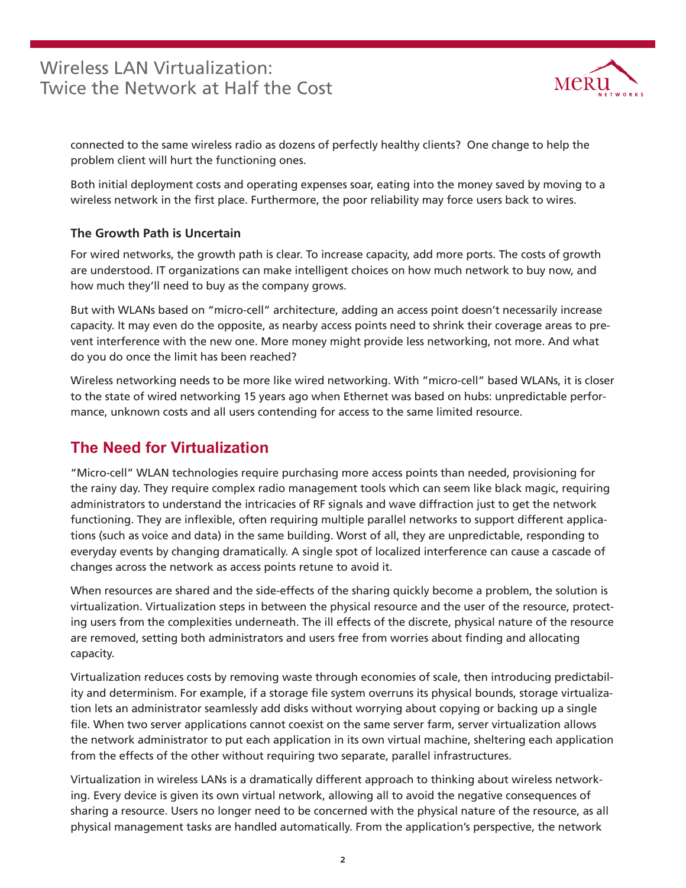connected to the same wireless radio as dozens of perfectly healthy clients? One change to help the problem client will hurt the functioning ones.

Both initial deployment costs and operating expenses soar, eating into the money saved by moving to a wireless network in the first place. Furthermore, the poor reliability may force users back to wires.

### The Growth Path is Uncertain

For wired networks, the growth path is clear. To increase capacity, add more ports. The costs of growth are understood. IT organizations can make intelligent choices on how much network to buy now, and how much they'll need to buy as the company grows.

But with WLANs based on "micro-cell" architecture, adding an access point doesn't necessarily increase capacity. It may even do the opposite, as nearby access points need to shrink their coverage areas to prevent interference with the new one. More money might provide less networking, not more. And what do you do once the limit has been reached?

Wireless networking needs to be more like wired networking. With "micro-cell" based WLANs, it is closer to the state of wired networking 15 years ago when Ethernet was based on hubs: unpredictable performance, unknown costs and all users contending for access to the same limited resource.

## The Need for Virtualization

"Micro-cell" WLAN technologies require purchasing more access points than needed, provisioning for the rainy day. They require complex radio management tools which can seem like black magic, requiring administrators to understand the intricacies of RF signals and wave diffraction just to get the network functioning. They are inflexible, often requiring multiple parallel networks to support different applications (such as voice and data) in the same building. Worst of all, they are unpredictable, responding to everyday events by changing dramatically. A single spot of localized interference can cause a cascade of changes across the network as access points retune to avoid it.

When resources are shared and the side-effects of the sharing quickly become a problem, the solution is virtualization. Virtualization steps in between the physical resource and the user of the resource, protecting users from the complexities underneath. The ill effects of the discrete, physical nature of the resource are removed, setting both administrators and users free from worries about finding and allocating capacity.

Virtualization reduces costs by removing waste through economies of scale, then introducing predictability and determinism. For example, if a storage file system overruns its physical bounds, storage virtualization lets an administrator seamlessly add disks without worrying about copying or backing up a single file. When two server applications cannot coexist on the same server farm, server virtualization allows the network administrator to put each application in its own virtual machine, sheltering each application from the effects of the other without requiring two separate, parallel infrastructures.

Virtualization in wireless LANs is a dramatically different approach to thinking about wireless networking. Every device is given its own virtual network, allowing all to avoid the negative consequences of sharing a resource. Users no longer need to be concerned with the physical nature of the resource, as all physical management tasks are handled automatically. From the application's perspective, the network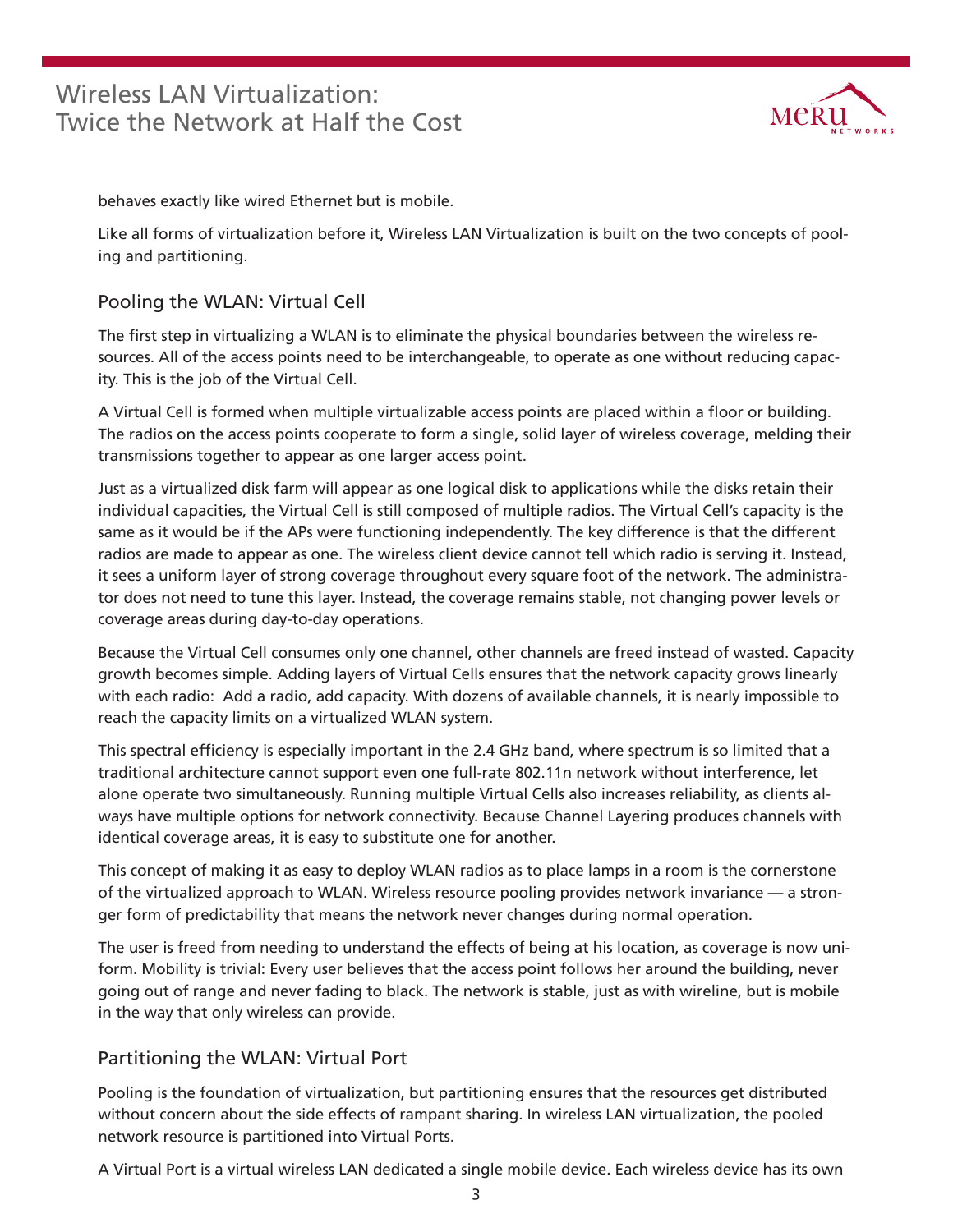behaves exactly like wired Ethernet but is mobile.

Like all forms of virtualization before it, Wireless LAN Virtualization is built on the two concepts of pooling and partitioning.

## Pooling the WLAN: Virtual Cell

The first step in virtualizing a WLAN is to eliminate the physical boundaries between the wireless resources. All of the access points need to be interchangeable, to operate as one without reducing capacity. This is the job of the Virtual Cell.

A Virtual Cell is formed when multiple virtualizable access points are placed within a floor or building. The radios on the access points cooperate to form a single, solid layer of wireless coverage, melding their transmissions together to appear as one larger access point.

Just as a virtualized disk farm will appear as one logical disk to applications while the disks retain their individual capacities, the Virtual Cell is still composed of multiple radios. The Virtual Cell's capacity is the same as it would be if the APs were functioning independently. The key difference is that the different radios are made to appear as one. The wireless client device cannot tell which radio is serving it. Instead, it sees a uniform layer of strong coverage throughout every square foot of the network. The administrator does not need to tune this layer. Instead, the coverage remains stable, not changing power levels or coverage areas during day-to-day operations.

Because the Virtual Cell consumes only one channel, other channels are freed instead of wasted. Capacity growth becomes simple. Adding layers of Virtual Cells ensures that the network capacity grows linearly with each radio: Add a radio, add capacity. With dozens of available channels, it is nearly impossible to reach the capacity limits on a virtualized WLAN system.

This spectral efficiency is especially important in the 2.4 GHz band, where spectrum is so limited that a traditional architecture cannot support even one full-rate 802.11n network without interference, let alone operate two simultaneously. Running multiple Virtual Cells also increases reliability, as clients always have multiple options for network connectivity. Because Channel Layering produces channels with identical coverage areas, it is easy to substitute one for another.

This concept of making it as easy to deploy WLAN radios as to place lamps in a room is the cornerstone of the virtualized approach to WLAN. Wireless resource pooling provides network invariance — a stronger form of predictability that means the network never changes during normal operation.

The user is freed from needing to understand the effects of being at his location, as coverage is now uniform. Mobility is trivial: Every user believes that the access point follows her around the building, never going out of range and never fading to black. The network is stable, just as with wireline, but is mobile in the way that only wireless can provide.

## Partitioning the WLAN: Virtual Port

Pooling is the foundation of virtualization, but partitioning ensures that the resources get distributed without concern about the side effects of rampant sharing. In wireless LAN virtualization, the pooled network resource is partitioned into Virtual Ports.

A Virtual Port is a virtual wireless LAN dedicated a single mobile device. Each wireless device has its own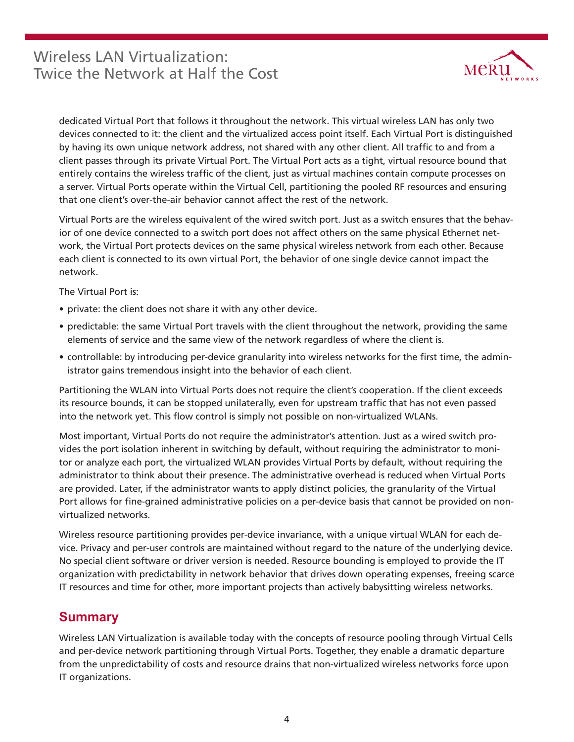dedicated Virtual Port that follows it throughout the network. This virtual wireless LAN has only two devices connected to it: the client and the virtualized access point itself. Each Virtual Port is distinguished by having its own unique network address, not shared with any other client. All traffic to and from a client passes through its private Virtual Port. The Virtual Port acts as a tight, virtual resource bound that entirely contains the wireless traffic of the client, just as virtual machines contain compute processes on a server. Virtual Ports operate within the Virtual Cell, partitioning the pooled RF resources and ensuring that one client's over-the-air behavior cannot affect the rest of the network.

Virtual Ports are the wireless equivalent of the wired switch port. Just as a switch ensures that the behavior of one device connected to a switch port does not affect others on the same physical Ethernet network, the Virtual Port protects devices on the same physical wireless network from each other. Because each client is connected to its own virtual Port, the behavior of one single device cannot impact the network.

The Virtual Port is:

- private: the client does not share it with any other device.
- predictable: the same Virtual Port travels with the client throughout the network, providing the same elements of service and the same view of the network regardless of where the client is.
- controllable: by introducing per-device granularity into wireless networks for the first time, the administrator gains tremendous insight into the behavior of each client.

Partitioning the WLAN into Virtual Ports does not require the client's cooperation. If the client exceeds its resource bounds, it can be stopped unilaterally, even for upstream traffic that has not even passed into the network yet. This flow control is simply not possible on non-virtualized WLANs.

Most important, Virtual Ports do not require the administrator's attention. Just as a wired switch provides the port isolation inherent in switching by default, without requiring the administrator to monitor or analyze each port, the virtualized WLAN provides Virtual Ports by default, without requiring the administrator to think about their presence. The administrative overhead is reduced when Virtual Ports are provided. Later, if the administrator wants to apply distinct policies, the granularity of the Virtual Port allows for fine-grained administrative policies on a per-device basis that cannot be provided on non-virtualized networks.

Wireless resource partitioning provides per-device invariance, with a unique virtual WLAN for each device. Privacy and per-user controls are maintained without regard to the nature of the underlying device. No special client software or driver version is needed. Resource bounding is employed to provide the IT organization with predictability in network behavior that drives down operating expenses, freeing scarce IT resources and time for other, more important projects than actively babysitting wireless networks.

## Summary

Wireless LAN Virtualization is available today with the concepts of resource pooling through Virtual Cells and per-device network partitioning through Virtual Ports. Together, they enable a dramatic departure from the unpredictability of costs and resource drains that non-virtualized wireless networks force upon IT organizations.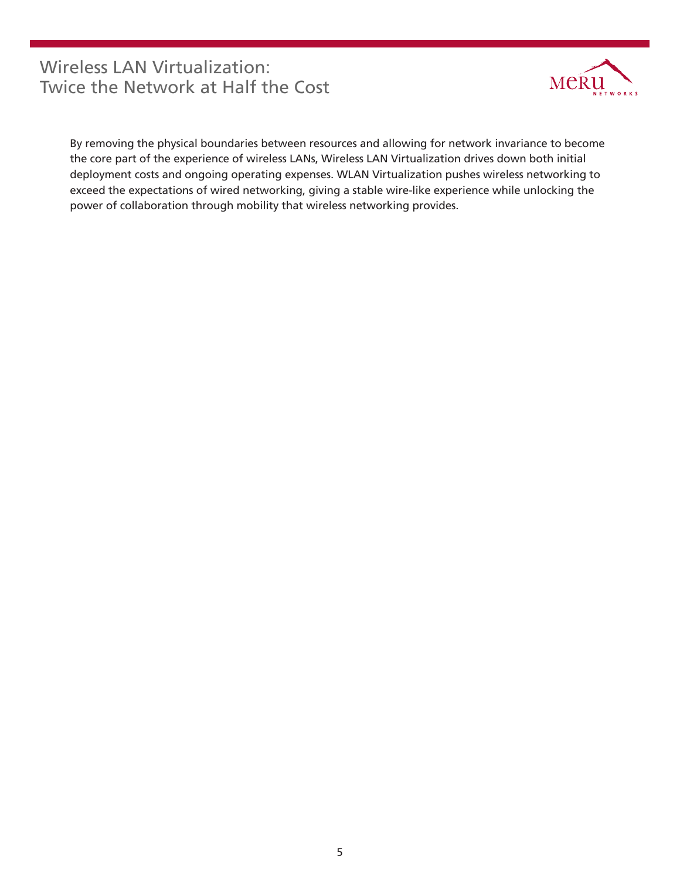By removing the physical boundaries between resources and allowing for network invariance to become the core part of the experience of wireless LANs, Wireless LAN Virtualization drives down both initial deployment costs and ongoing operating expenses. WLAN Virtualization pushes wireless networking to exceed the expectations of wired networking, giving a stable wire-like experience while unlocking the power of collaboration through mobility that wireless networking provides.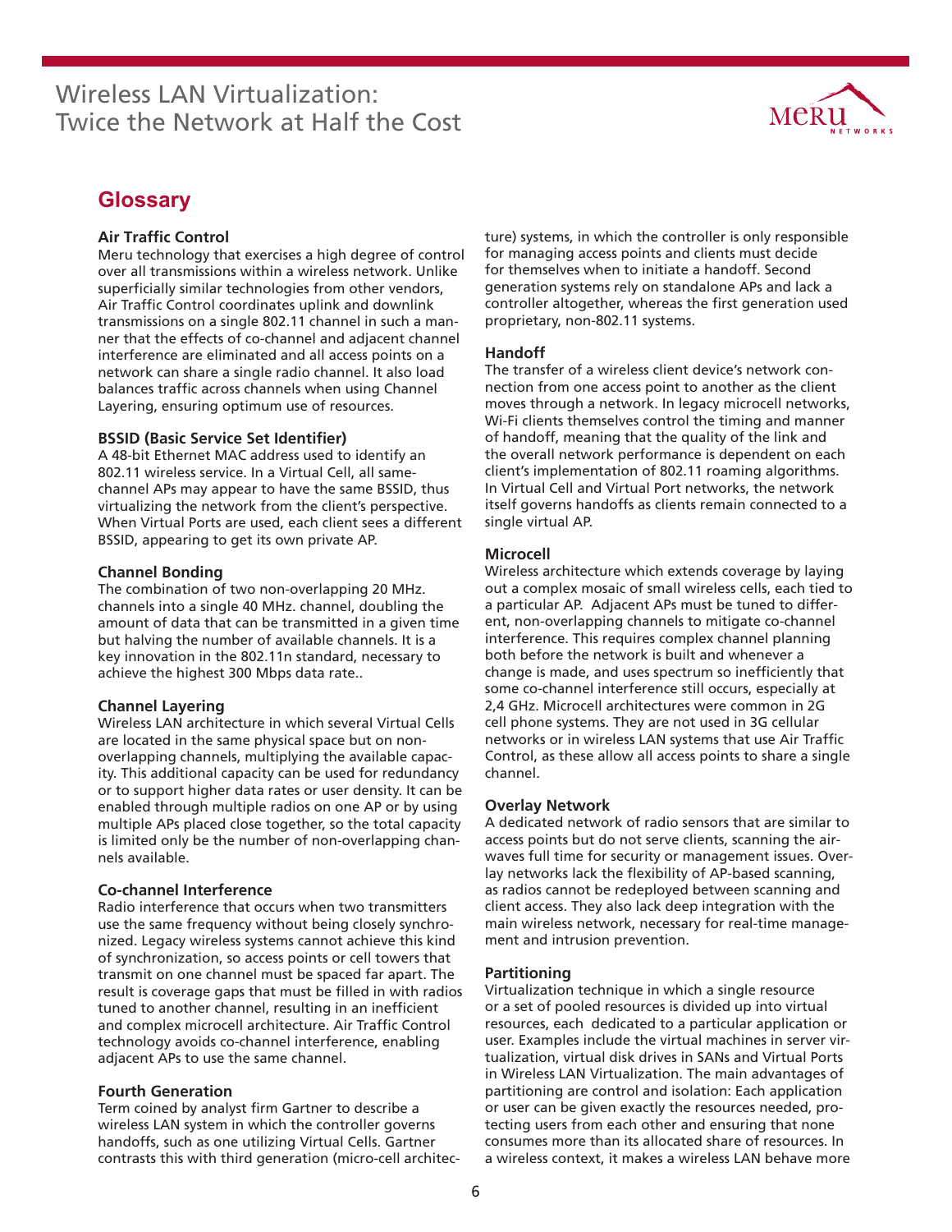## Glossary

**Air Traffic Control**
Meru technology that exercises a high degree of control over all transmissions within a wireless network. Unlike superficially similar technologies from other vendors, Air Traffic Control coordinates uplink and downlink transmissions on a single 802.11 channel in such a manner that the effects of co-channel and adjacent channel interference are eliminated and all access points on a network can share a single radio channel. It also load balances traffic across channels when using Channel Layering, ensuring optimum use of resources.

**BSSID (Basic Service Set Identifier)**
A 48-bit Ethernet MAC address used to identify an 802.11 wireless service. In a Virtual Cell, all same-channel APs may appear to have the same BSSID, thus virtualizing the network from the client's perspective. When Virtual Ports are used, each client sees a different BSSID, appearing to get its own private AP.

**Channel Bonding**
The combination of two non-overlapping 20 MHz. channels into a single 40 MHz. channel, doubling the amount of data that can be transmitted in a given time but halving the number of available channels. It is a key innovation in the 802.11n standard, necessary to achieve the highest 300 Mbps data rate..

**Channel Layering**
Wireless LAN architecture in which several Virtual Cells are located in the same physical space but on non-overlapping channels, multiplying the available capacity. This additional capacity can be used for redundancy or to support higher data rates or user density. It can be enabled through multiple radios on one AP or by using multiple APs placed close together, so the total capacity is limited only be the number of non-overlapping channels available.

**Co-channel Interference**
Radio interference that occurs when two transmitters use the same frequency without being closely synchronized. Legacy wireless systems cannot achieve this kind of synchronization, so access points or cell towers that transmit on one channel must be spaced far apart. The result is coverage gaps that must be filled in with radios tuned to another channel, resulting in an inefficient and complex microcell architecture. Air Traffic Control technology avoids co-channel interference, enabling adjacent APs to use the same channel.

**Fourth Generation**
Term coined by analyst firm Gartner to describe a wireless LAN system in which the controller governs handoffs, such as one utilizing Virtual Cells. Gartner contrasts this with third generation (micro-cell architecture) systems, in which the controller is only responsible for managing access points and clients must decide for themselves when to initiate a handoff. Second generation systems rely on standalone APs and lack a controller altogether, whereas the first generation used proprietary, non-802.11 systems.

**Handoff**
The transfer of a wireless client device's network connection from one access point to another as the client moves through a network. In legacy microcell networks, Wi-Fi clients themselves control the timing and manner of handoff, meaning that the quality of the link and the overall network performance is dependent on each client's implementation of 802.11 roaming algorithms. In Virtual Cell and Virtual Port networks, the network itself governs handoffs as clients remain connected to a single virtual AP.

**Microcell**
Wireless architecture which extends coverage by laying out a complex mosaic of small wireless cells, each tied to a particular AP. Adjacent APs must be tuned to different, non-overlapping channels to mitigate co-channel interference. This requires complex channel planning both before the network is built and whenever a change is made, and uses spectrum so inefficiently that some co-channel interference still occurs, especially at 2,4 GHz. Microcell architectures were common in 2G cell phone systems. They are not used in 3G cellular networks or in wireless LAN systems that use Air Traffic Control, as these allow all access points to share a single channel.

**Overlay Network**
A dedicated network of radio sensors that are similar to access points but do not serve clients, scanning the airwaves full time for security or management issues. Overlay networks lack the flexibility of AP-based scanning, as radios cannot be redeployed between scanning and client access. They also lack deep integration with the main wireless network, necessary for real-time management and intrusion prevention.

**Partitioning**
Virtualization technique in which a single resource or a set of pooled resources is divided up into virtual resources, each dedicated to a particular application or user. Examples include the virtual machines in server virtualization, virtual disk drives in SANs and Virtual Ports in Wireless LAN Virtualization. The main advantages of partitioning are control and isolation: Each application or user can be given exactly the resources needed, protecting users from each other and ensuring that none consumes more than its allocated share of resources. In a wireless context, it makes a wireless LAN behave more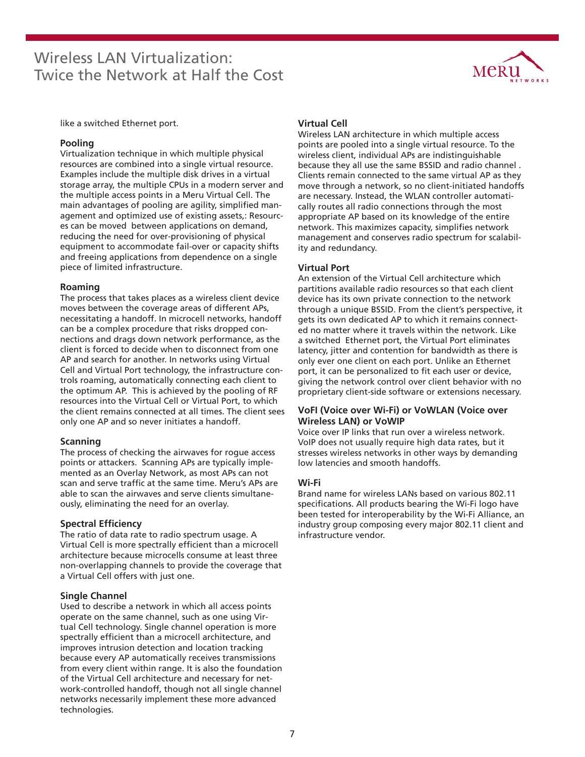like a switched Ethernet port.

### Pooling

Virtualization technique in which multiple physical resources are combined into a single virtual resource. Examples include the multiple disk drives in a virtual storage array, the multiple CPUs in a modern server and the multiple access points in a Meru Virtual Cell. The main advantages of pooling are agility, simplified management and optimized use of existing assets,: Resources can be moved between applications on demand, reducing the need for over-provisioning of physical equipment to accommodate fail-over or capacity shifts and freeing applications from dependence on a single piece of limited infrastructure.

### Roaming

The process that takes places as a wireless client device moves between the coverage areas of different APs, necessitating a handoff. In microcell networks, handoff can be a complex procedure that risks dropped connections and drags down network performance, as the client is forced to decide when to disconnect from one AP and search for another. In networks using Virtual Cell and Virtual Port technology, the infrastructure controls roaming, automatically connecting each client to the optimum AP. This is achieved by the pooling of RF resources into the Virtual Cell or Virtual Port, to which the client remains connected at all times. The client sees only one AP and so never initiates a handoff.

### Scanning

The process of checking the airwaves for rogue access points or attackers. Scanning APs are typically implemented as an Overlay Network, as most APs can not scan and serve traffic at the same time. Meru's APs are able to scan the airwaves and serve clients simultaneously, eliminating the need for an overlay.

### Spectral Efficiency

The ratio of data rate to radio spectrum usage. A Virtual Cell is more spectrally efficient than a microcell architecture because microcells consume at least three non-overlapping channels to provide the coverage that a Virtual Cell offers with just one.

### Single Channel

Used to describe a network in which all access points operate on the same channel, such as one using Virtual Cell technology. Single channel operation is more spectrally efficient than a microcell architecture, and improves intrusion detection and location tracking because every AP automatically receives transmissions from every client within range. It is also the foundation of the Virtual Cell architecture and necessary for network-controlled handoff, though not all single channel networks necessarily implement these more advanced technologies.

### Virtual Cell

Wireless LAN architecture in which multiple access points are pooled into a single virtual resource. To the wireless client, individual APs are indistinguishable because they all use the same BSSID and radio channel . Clients remain connected to the same virtual AP as they move through a network, so no client-initiated handoffs are necessary. Instead, the WLAN controller automatically routes all radio connections through the most appropriate AP based on its knowledge of the entire network. This maximizes capacity, simplifies network management and conserves radio spectrum for scalability and redundancy.

### Virtual Port

An extension of the Virtual Cell architecture which partitions available radio resources so that each client device has its own private connection to the network through a unique BSSID. From the client's perspective, it gets its own dedicated AP to which it remains connected no matter where it travels within the network. Like a switched Ethernet port, the Virtual Port eliminates latency, jitter and contention for bandwidth as there is only ever one client on each port. Unlike an Ethernet port, it can be personalized to fit each user or device, giving the network control over client behavior with no proprietary client-side software or extensions necessary.

### VoFI (Voice over Wi-Fi) or VoWLAN (Voice over Wireless LAN) or VoWIP

Voice over IP links that run over a wireless network. VoIP does not usually require high data rates, but it stresses wireless networks in other ways by demanding low latencies and smooth handoffs.

### Wi-Fi

Brand name for wireless LANs based on various 802.11 specifications. All products bearing the Wi-Fi logo have been tested for interoperability by the Wi-Fi Alliance, an industry group composing every major 802.11 client and infrastructure vendor.